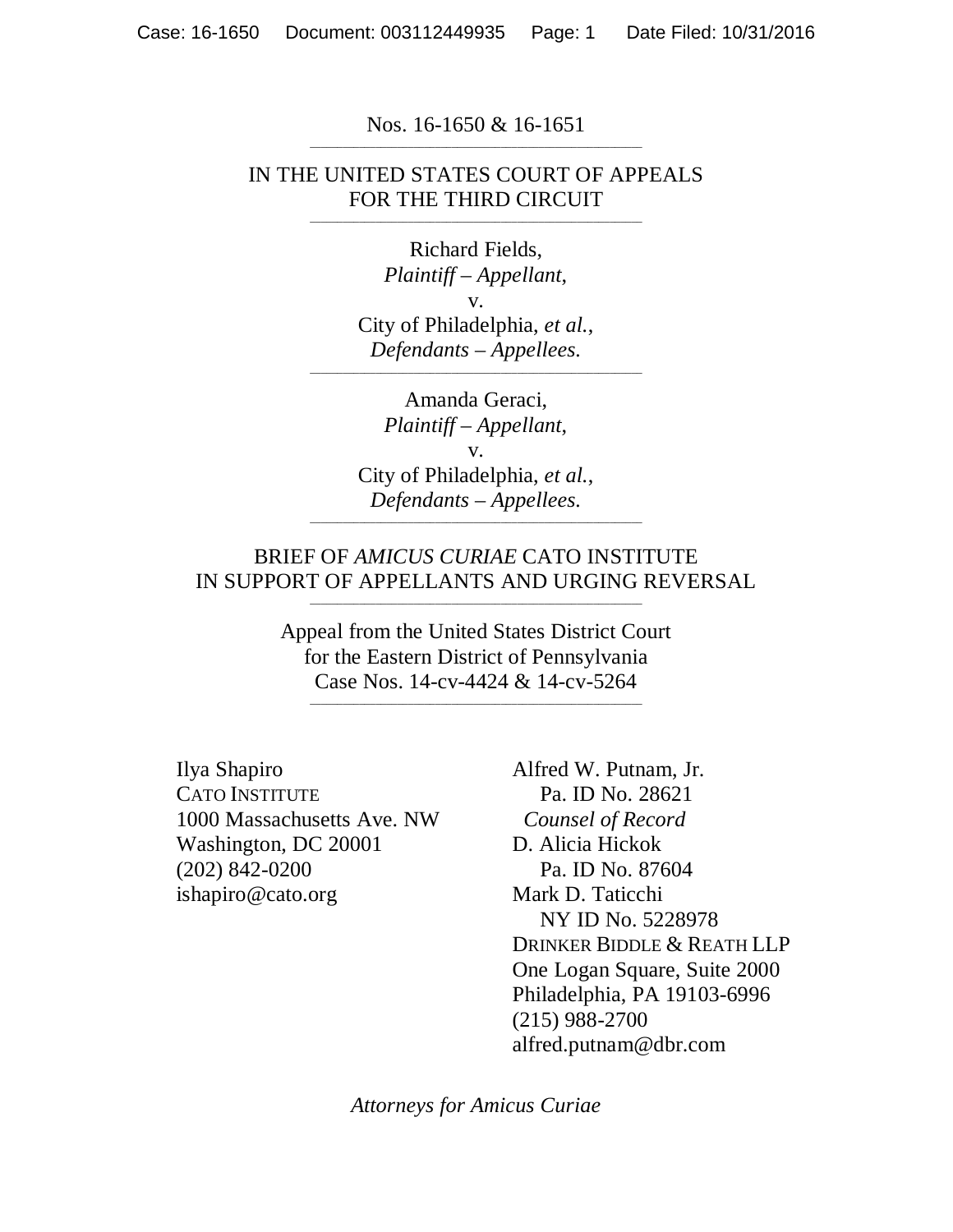Nos. 16-1650 & 16-1651

---

IN THE UNITED STATES COURT OF APPEALS
FOR THE THIRD CIRCUIT

---

Richard Fields,
*Plaintiff – Appellant,*
v.
City of Philadelphia, *et al.*,
*Defendants – Appellees.*

---

Amanda Geraci,
*Plaintiff – Appellant,*
v.
City of Philadelphia, *et al.*,
*Defendants – Appellees.*

---

BRIEF OF *AMICUS CURIAE* CATO INSTITUTE
IN SUPPORT OF APPELLANTS AND URGING REVERSAL

---

Appeal from the United States District Court
for the Eastern District of Pennsylvania
Case Nos. 14-cv-4424 & 14-cv-5264

---

Ilya Shapiro
CATO INSTITUTE
1000 Massachusetts Ave. NW
Washington, DC 20001
(202) 842-0200
ishapiro@cato.org

Alfred W. Putnam, Jr.
Pa. ID No. 28621
*Counsel of Record*
D. Alicia Hickok
Pa. ID No. 87604
Mark D. Taticchi
NY ID No. 5228978
DRINKER BIDDLE & REATH LLP
One Logan Square, Suite 2000
Philadelphia, PA 19103-6996
(215) 988-2700
alfred.putnam@dbr.com

*Attorneys for Amicus Curiae*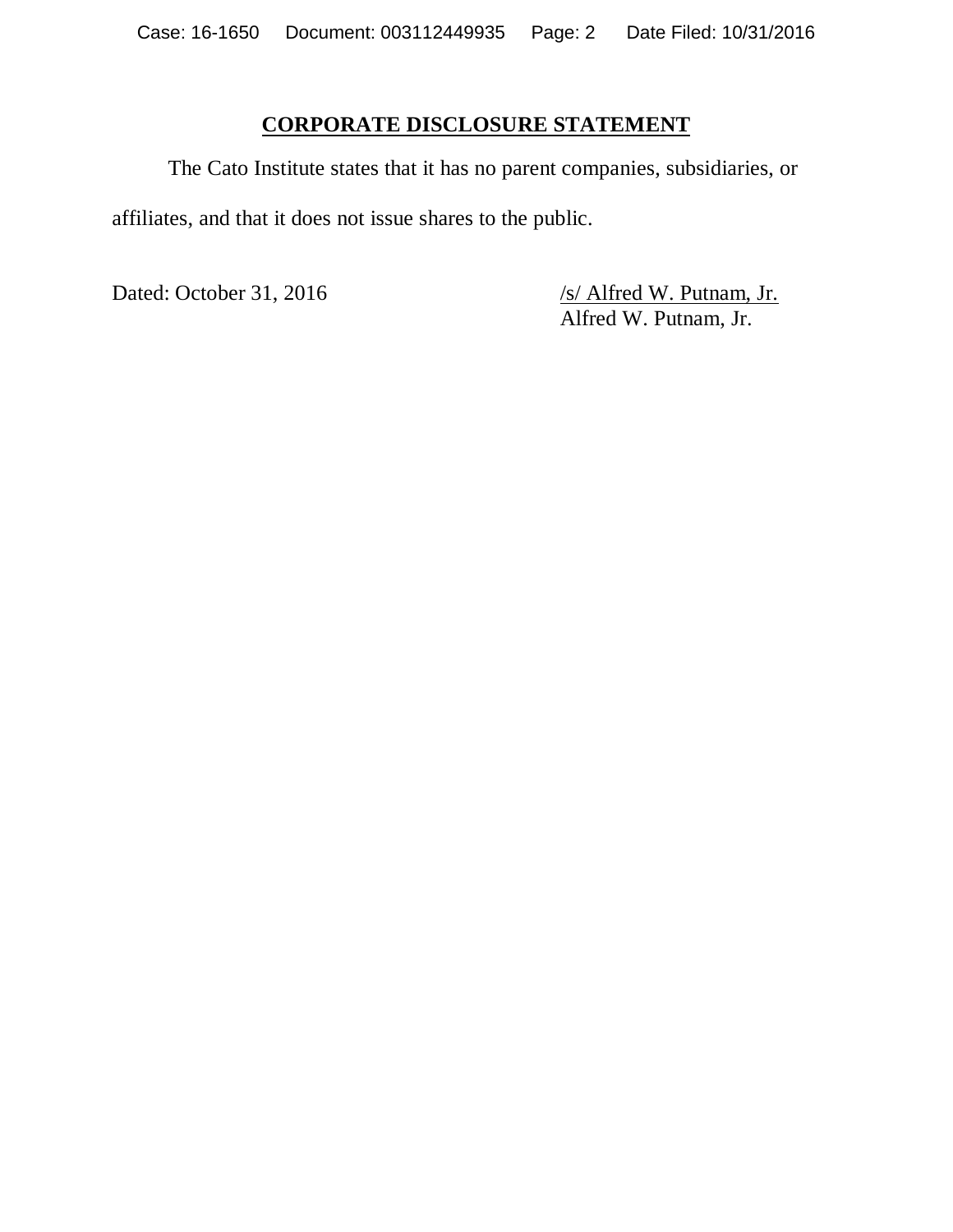## CORPORATE DISCLOSURE STATEMENT

The Cato Institute states that it has no parent companies, subsidiaries, or affiliates, and that it does not issue shares to the public.

Dated: October 31, 2016

/s/ Alfred W. Putnam, Jr.
Alfred W. Putnam, Jr.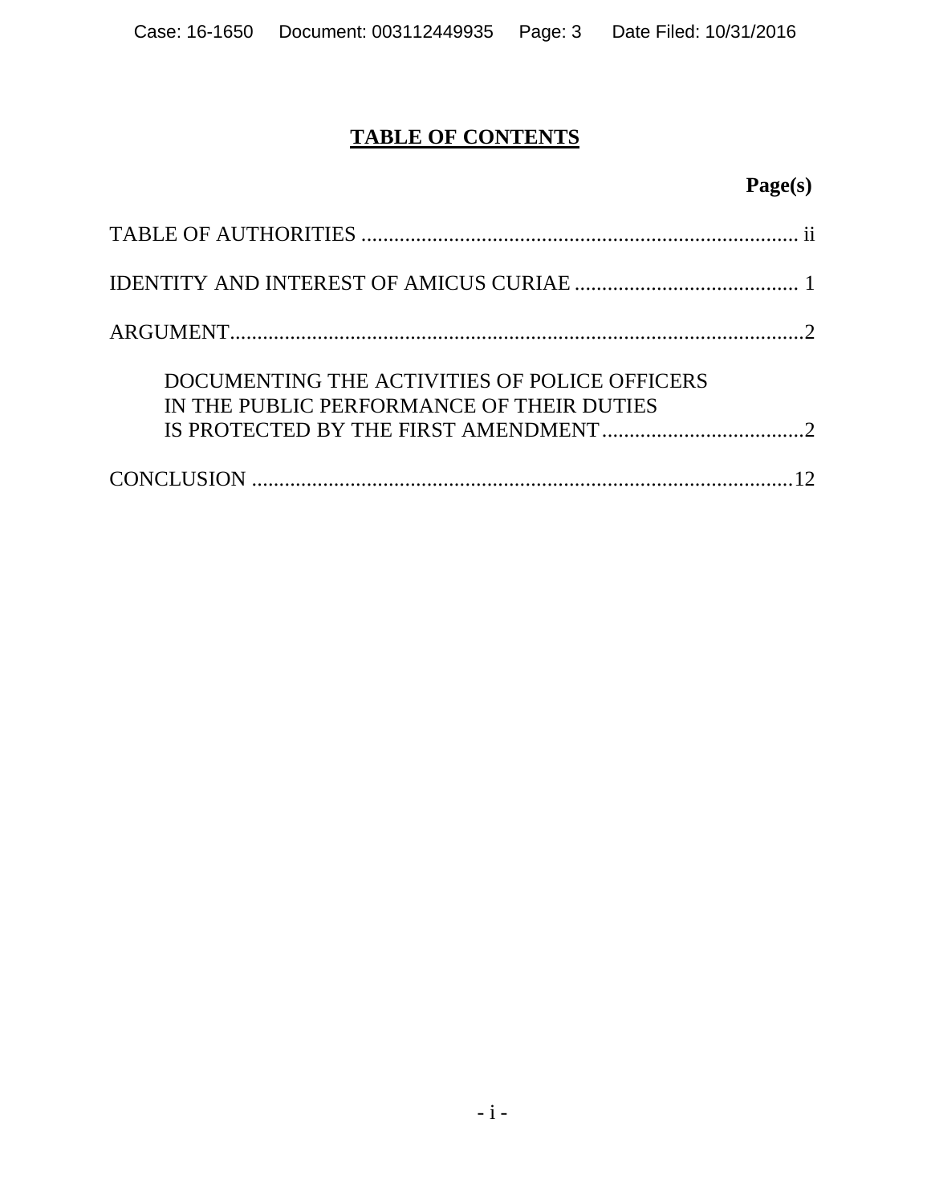# TABLE OF CONTENTS

| | Page(s) |
|---|---|
| TABLE OF AUTHORITIES | ii |
| IDENTITY AND INTEREST OF AMICUS CURIAE | 1 |
| ARGUMENT | 2 |
| DOCUMENTING THE ACTIVITIES OF POLICE OFFICERS IN THE PUBLIC PERFORMANCE OF THEIR DUTIES IS PROTECTED BY THE FIRST AMENDMENT | 2 |
| CONCLUSION | 12 |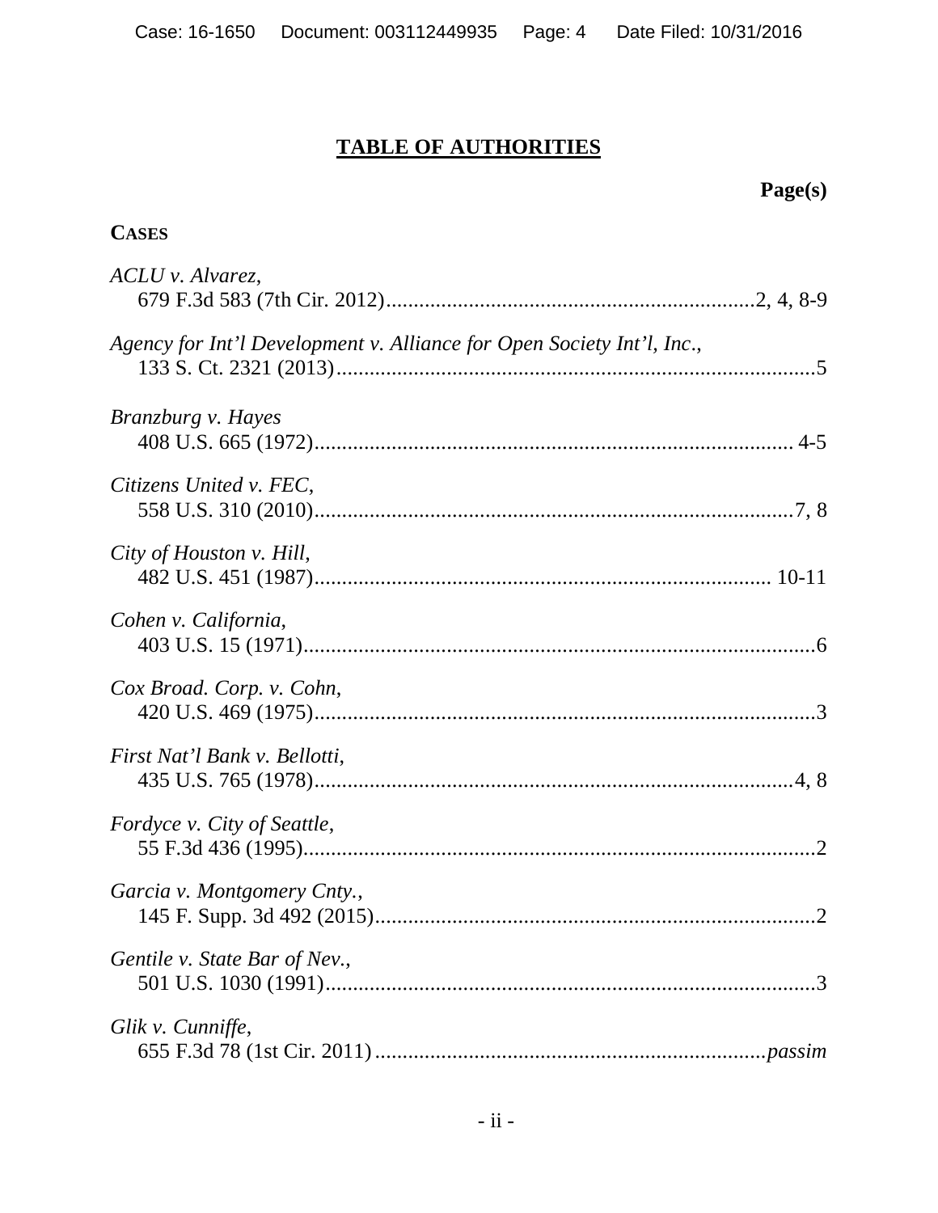# TABLE OF AUTHORITIES

**Page(s)**

**CASES**

*ACLU v. Alvarez*,
679 F.3d 583 (7th Cir. 2012)....................................................................2, 4, 8-9

*Agency for Int'l Development v. Alliance for Open Society Int'l, Inc.*,
133 S. Ct. 2321 (2013).........................................................................................5

*Branzburg v. Hayes*
408 U.S. 665 (1972)........................................................................................ 4-5

*Citizens United v. FEC*,
558 U.S. 310 (2010).......................................................................................7, 8

*City of Houston v. Hill*,
482 U.S. 451 (1987)..................................................................................... 10-11

*Cohen v. California*,
403 U.S. 15 (1971)..............................................................................................6

*Cox Broad. Corp. v. Cohn*,
420 U.S. 469 (1975)............................................................................................3

*First Nat'l Bank v. Bellotti*,
435 U.S. 765 (1978).........................................................................................4, 8

*Fordyce v. City of Seattle*,
55 F.3d 436 (1995)..............................................................................................2

*Garcia v. Montgomery Cnty.*,
145 F. Supp. 3d 492 (2015)..................................................................................2

*Gentile v. State Bar of Nev.*,
501 U.S. 1030 (1991)...........................................................................................3

*Glik v. Cunniffe*,
655 F.3d 78 (1st Cir. 2011) ......................................................................*passim*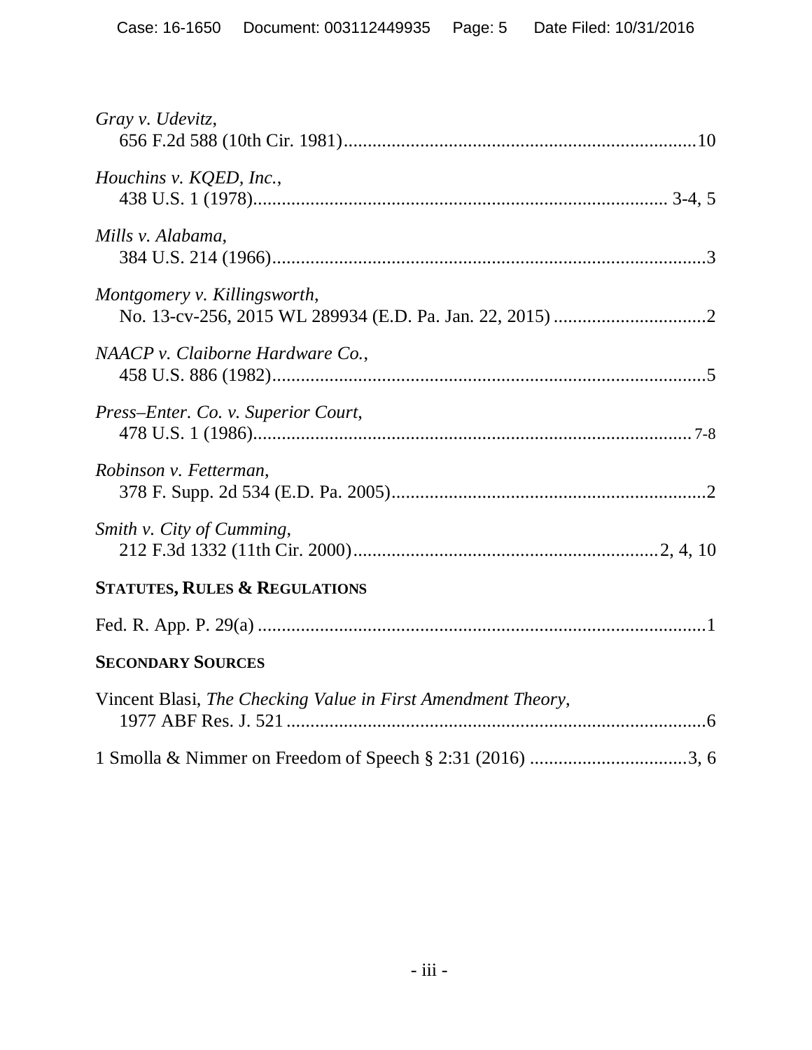*Gray v. Udevitz*,
656 F.2d 588 (10th Cir. 1981)..........................................................................10

*Houchins v. KQED, Inc.*,
438 U.S. 1 (1978)...................................................................................... 3-4, 5

*Mills v. Alabama*,
384 U.S. 214 (1966)...........................................................................................3

*Montgomery v. Killingsworth*,
No. 13-cv-256, 2015 WL 289934 (E.D. Pa. Jan. 22, 2015) ................................2

*NAACP v. Claiborne Hardware Co.*,
458 U.S. 886 (1982)...........................................................................................5

*Press–Enter. Co. v. Superior Court*,
478 U.S. 1 (1986)............................................................................................. 7-8

*Robinson v. Fetterman*,
378 F. Supp. 2d 534 (E.D. Pa. 2005)..................................................................2

*Smith v. City of Cumming*,
212 F.3d 1332 (11th Cir. 2000)...............................................................2, 4, 10

**STATUTES, RULES & REGULATIONS**

Fed. R. App. P. 29(a) ..............................................................................................1

**SECONDARY SOURCES**

Vincent Blasi, *The Checking Value in First Amendment Theory*,
1977 ABF Res. J. 521 .........................................................................................6

1 Smolla & Nimmer on Freedom of Speech § 2:31 (2016) .................................3, 6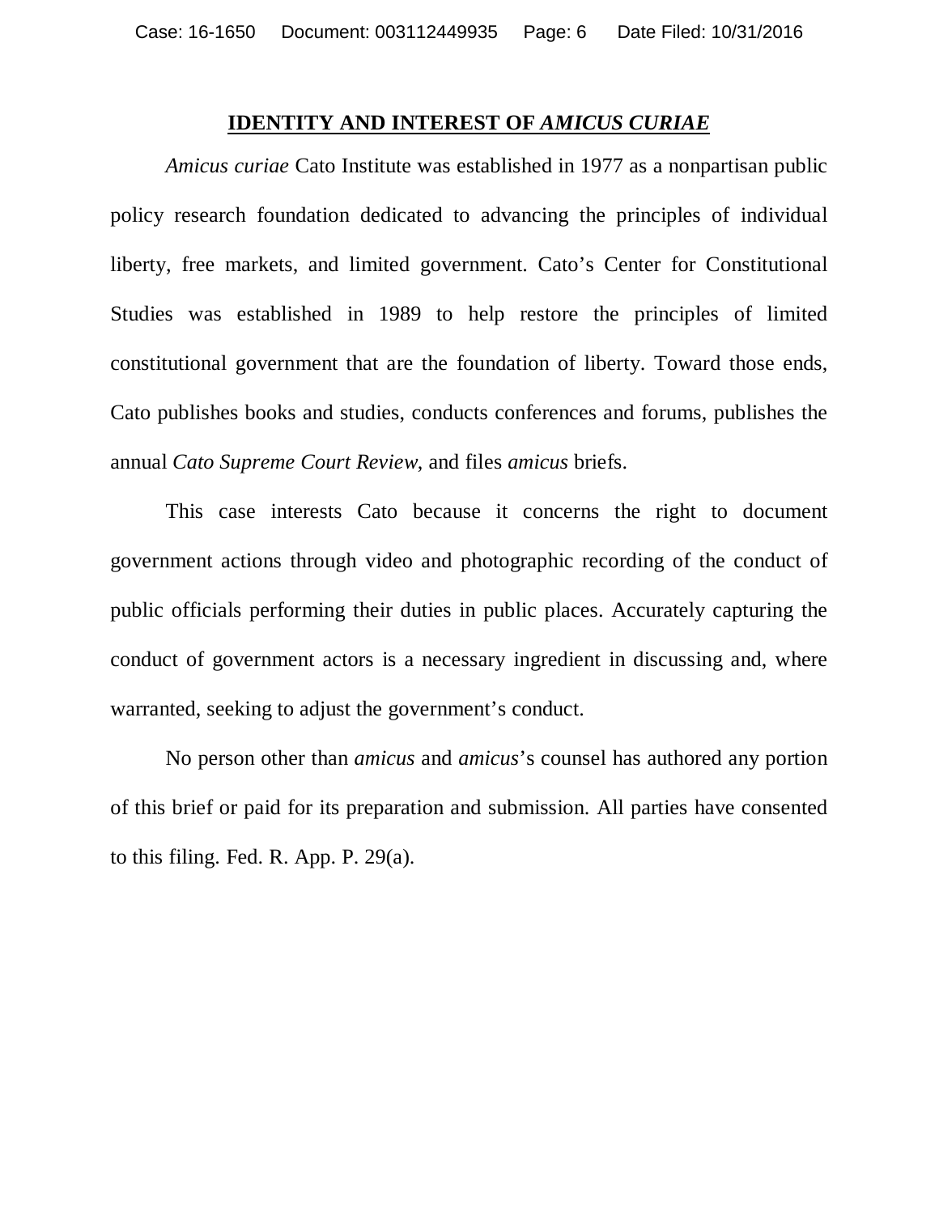## IDENTITY AND INTEREST OF *AMICUS CURIAE*

*Amicus curiae* Cato Institute was established in 1977 as a nonpartisan public policy research foundation dedicated to advancing the principles of individual liberty, free markets, and limited government. Cato's Center for Constitutional Studies was established in 1989 to help restore the principles of limited constitutional government that are the foundation of liberty. Toward those ends, Cato publishes books and studies, conducts conferences and forums, publishes the annual *Cato Supreme Court Review*, and files *amicus* briefs.

This case interests Cato because it concerns the right to document government actions through video and photographic recording of the conduct of public officials performing their duties in public places. Accurately capturing the conduct of government actors is a necessary ingredient in discussing and, where warranted, seeking to adjust the government's conduct.

No person other than *amicus* and *amicus*'s counsel has authored any portion of this brief or paid for its preparation and submission. All parties have consented to this filing. Fed. R. App. P. 29(a).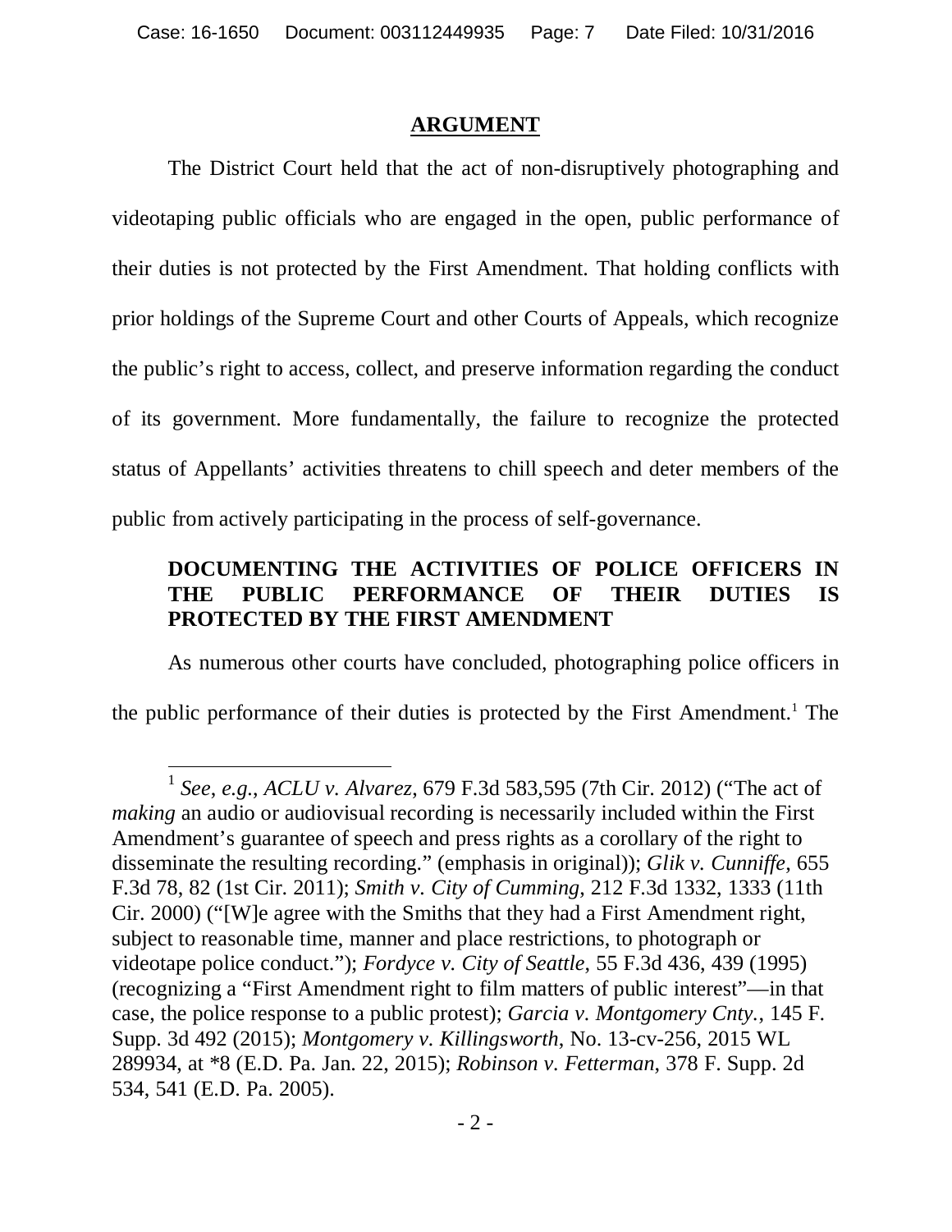## ARGUMENT

The District Court held that the act of non-disruptively photographing and videotaping public officials who are engaged in the open, public performance of their duties is not protected by the First Amendment. That holding conflicts with prior holdings of the Supreme Court and other Courts of Appeals, which recognize the public's right to access, collect, and preserve information regarding the conduct of its government. More fundamentally, the failure to recognize the protected status of Appellants' activities threatens to chill speech and deter members of the public from actively participating in the process of self-governance.

### DOCUMENTING THE ACTIVITIES OF POLICE OFFICERS IN THE PUBLIC PERFORMANCE OF THEIR DUTIES IS PROTECTED BY THE FIRST AMENDMENT

As numerous other courts have concluded, photographing police officers in the public performance of their duties is protected by the First Amendment.[1] The

---

[1] *See*, *e.g.*, *ACLU v. Alvarez*, 679 F.3d 583,595 (7th Cir. 2012) ("The act of *making* an audio or audiovisual recording is necessarily included within the First Amendment's guarantee of speech and press rights as a corollary of the right to disseminate the resulting recording." (emphasis in original)); *Glik v. Cunniffe*, 655 F.3d 78, 82 (1st Cir. 2011); *Smith v. City of Cumming,* 212 F.3d 1332, 1333 (11th Cir. 2000) ("[W]e agree with the Smiths that they had a First Amendment right, subject to reasonable time, manner and place restrictions, to photograph or videotape police conduct."); *Fordyce v. City of Seattle*, 55 F.3d 436, 439 (1995) (recognizing a "First Amendment right to film matters of public interest"—in that case, the police response to a public protest); *Garcia v. Montgomery Cnty.*, 145 F. Supp. 3d 492 (2015); *Montgomery v. Killingsworth*, No. 13-cv-256, 2015 WL 289934, at *8 (E.D. Pa. Jan. 22, 2015); *Robinson v. Fetterman*, 378 F. Supp. 2d 534, 541 (E.D. Pa. 2005).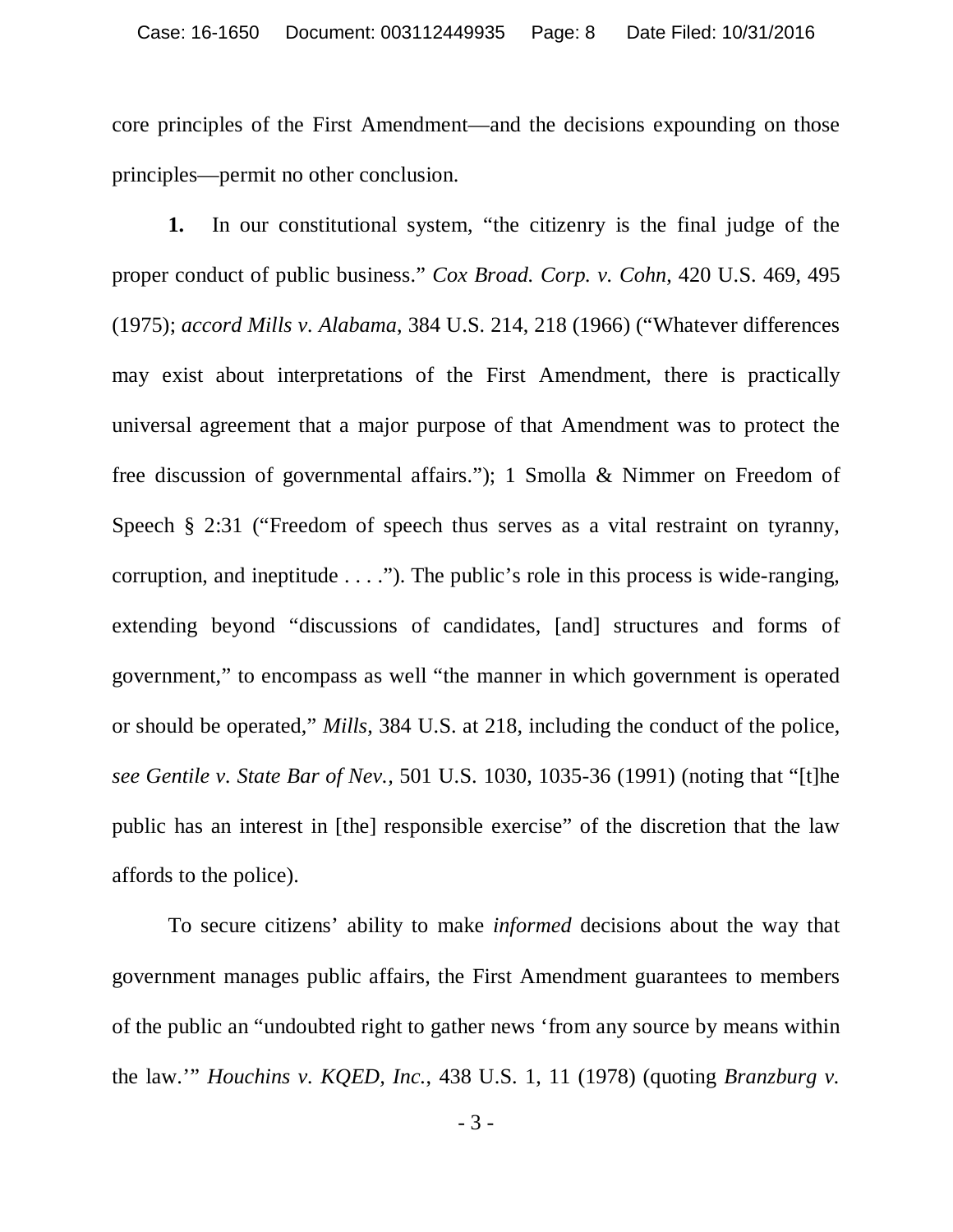core principles of the First Amendment—and the decisions expounding on those principles—permit no other conclusion.

**1.** In our constitutional system, "the citizenry is the final judge of the proper conduct of public business." *Cox Broad. Corp. v. Cohn*, 420 U.S. 469, 495 (1975); *accord Mills v. Alabama*, 384 U.S. 214, 218 (1966) ("Whatever differences may exist about interpretations of the First Amendment, there is practically universal agreement that a major purpose of that Amendment was to protect the free discussion of governmental affairs."); 1 Smolla & Nimmer on Freedom of Speech § 2:31 ("Freedom of speech thus serves as a vital restraint on tyranny, corruption, and ineptitude . . . ."). The public's role in this process is wide-ranging, extending beyond "discussions of candidates, [and] structures and forms of government," to encompass as well "the manner in which government is operated or should be operated," *Mills*, 384 U.S. at 218, including the conduct of the police, *see Gentile v. State Bar of Nev.*, 501 U.S. 1030, 1035-36 (1991) (noting that "[t]he public has an interest in [the] responsible exercise" of the discretion that the law affords to the police).

To secure citizens' ability to make *informed* decisions about the way that government manages public affairs, the First Amendment guarantees to members of the public an "undoubted right to gather news 'from any source by means within the law.'" *Houchins v. KQED, Inc.*, 438 U.S. 1, 11 (1978) (quoting *Branzburg v.*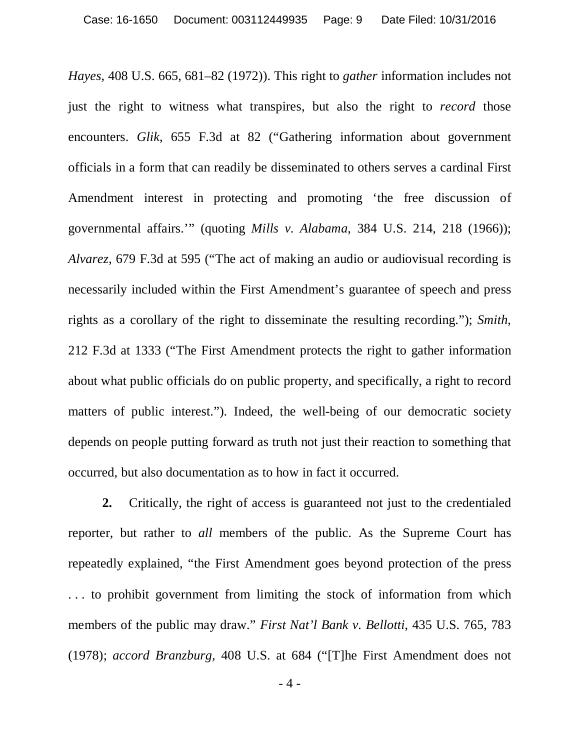*Hayes*, 408 U.S. 665, 681–82 (1972)). This right to *gather* information includes not just the right to witness what transpires, but also the right to *record* those encounters. *Glik*, 655 F.3d at 82 ("Gathering information about government officials in a form that can readily be disseminated to others serves a cardinal First Amendment interest in protecting and promoting 'the free discussion of governmental affairs.'" (quoting *Mills v. Alabama*, 384 U.S. 214, 218 (1966)); *Alvarez*, 679 F.3d at 595 ("The act of making an audio or audiovisual recording is necessarily included within the First Amendment's guarantee of speech and press rights as a corollary of the right to disseminate the resulting recording."); *Smith*, 212 F.3d at 1333 ("The First Amendment protects the right to gather information about what public officials do on public property, and specifically, a right to record matters of public interest."). Indeed, the well-being of our democratic society depends on people putting forward as truth not just their reaction to something that occurred, but also documentation as to how in fact it occurred.

**2.** Critically, the right of access is guaranteed not just to the credentialed reporter, but rather to *all* members of the public. As the Supreme Court has repeatedly explained, "the First Amendment goes beyond protection of the press . . . to prohibit government from limiting the stock of information from which members of the public may draw." *First Nat'l Bank v. Bellotti*, 435 U.S. 765, 783 (1978); *accord Branzburg*, 408 U.S. at 684 ("[T]he First Amendment does not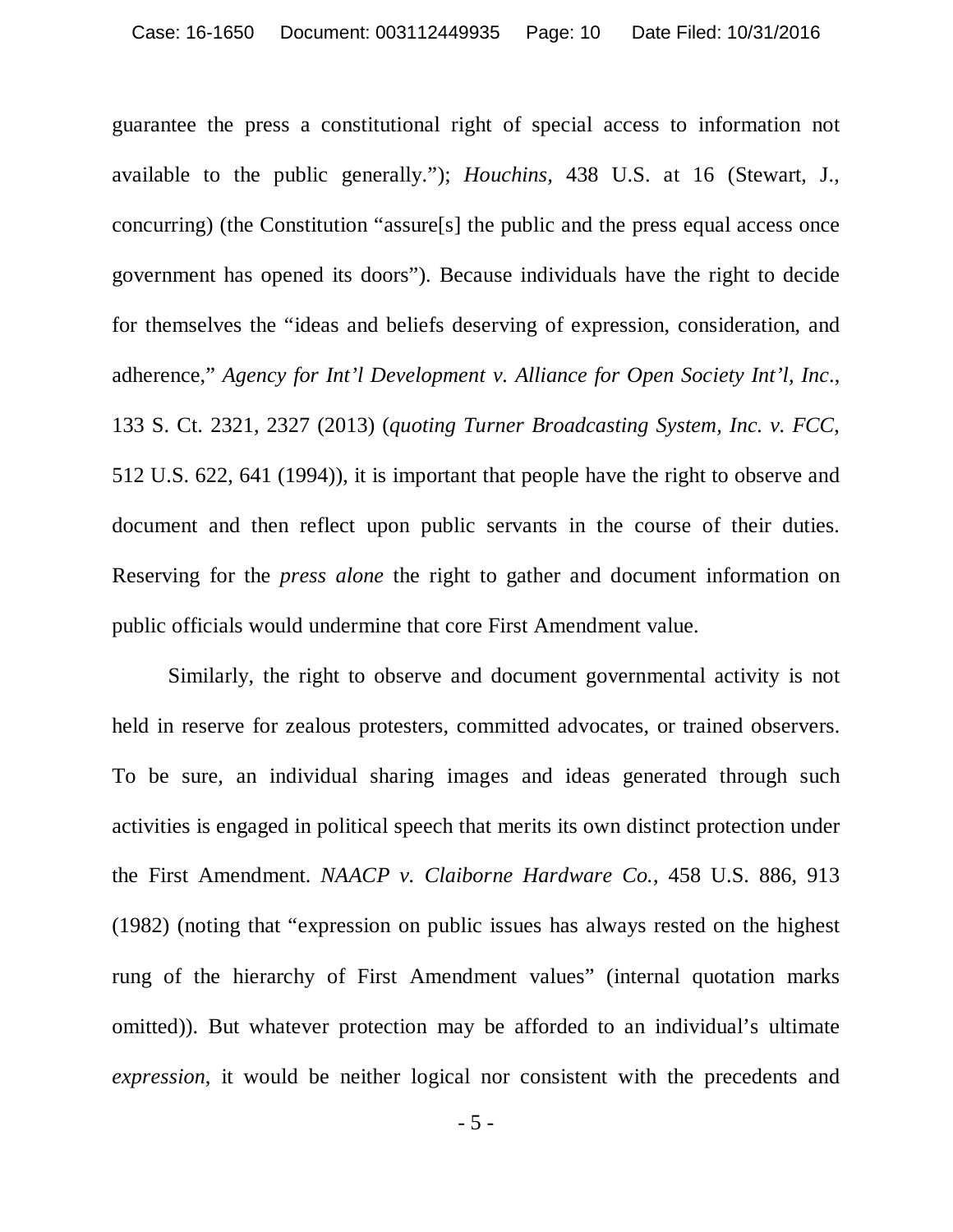guarantee the press a constitutional right of special access to information not available to the public generally."); *Houchins*, 438 U.S. at 16 (Stewart, J., concurring) (the Constitution "assure[s] the public and the press equal access once government has opened its doors"). Because individuals have the right to decide for themselves the "ideas and beliefs deserving of expression, consideration, and adherence," *Agency for Int'l Development v. Alliance for Open Society Int'l, Inc*., 133 S. Ct. 2321, 2327 (2013) (*quoting Turner Broadcasting System, Inc. v. FCC*, 512 U.S. 622, 641 (1994)), it is important that people have the right to observe and document and then reflect upon public servants in the course of their duties. Reserving for the *press alone* the right to gather and document information on public officials would undermine that core First Amendment value.

Similarly, the right to observe and document governmental activity is not held in reserve for zealous protesters, committed advocates, or trained observers. To be sure, an individual sharing images and ideas generated through such activities is engaged in political speech that merits its own distinct protection under the First Amendment. *NAACP v. Claiborne Hardware Co.*, 458 U.S. 886, 913 (1982) (noting that "expression on public issues has always rested on the highest rung of the hierarchy of First Amendment values" (internal quotation marks omitted)). But whatever protection may be afforded to an individual's ultimate *expression*, it would be neither logical nor consistent with the precedents and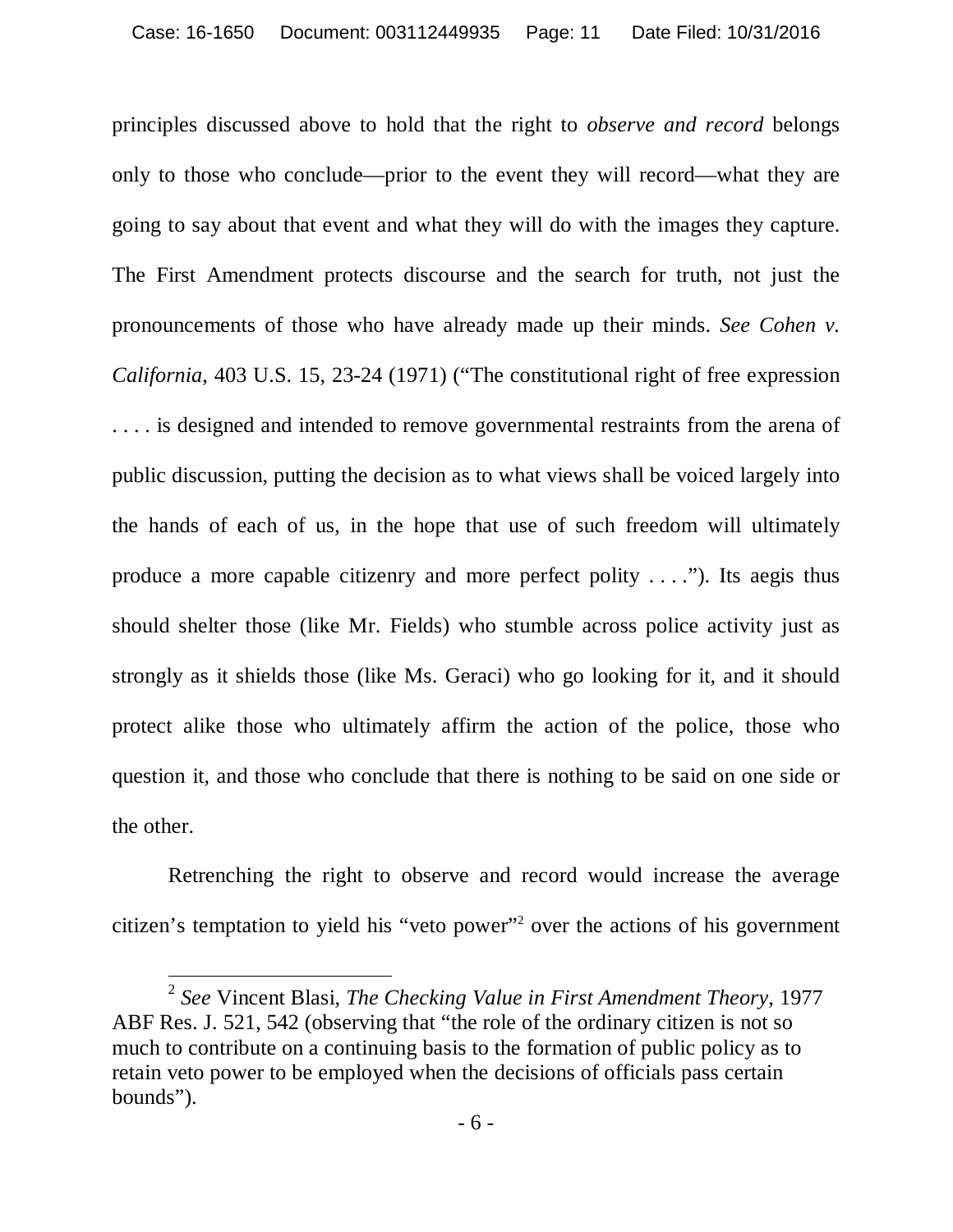principles discussed above to hold that the right to *observe and record* belongs only to those who conclude—prior to the event they will record—what they are going to say about that event and what they will do with the images they capture. The First Amendment protects discourse and the search for truth, not just the pronouncements of those who have already made up their minds. *See Cohen v. California*, 403 U.S. 15, 23-24 (1971) ("The constitutional right of free expression . . . . is designed and intended to remove governmental restraints from the arena of public discussion, putting the decision as to what views shall be voiced largely into the hands of each of us, in the hope that use of such freedom will ultimately produce a more capable citizenry and more perfect polity . . . ."). Its aegis thus should shelter those (like Mr. Fields) who stumble across police activity just as strongly as it shields those (like Ms. Geraci) who go looking for it, and it should protect alike those who ultimately affirm the action of the police, those who question it, and those who conclude that there is nothing to be said on one side or the other.

Retrenching the right to observe and record would increase the average citizen's temptation to yield his "veto power"[2] over the actions of his government

[2] *See* Vincent Blasi, *The Checking Value in First Amendment Theory*, 1977 ABF Res. J. 521, 542 (observing that "the role of the ordinary citizen is not so much to contribute on a continuing basis to the formation of public policy as to retain veto power to be employed when the decisions of officials pass certain bounds").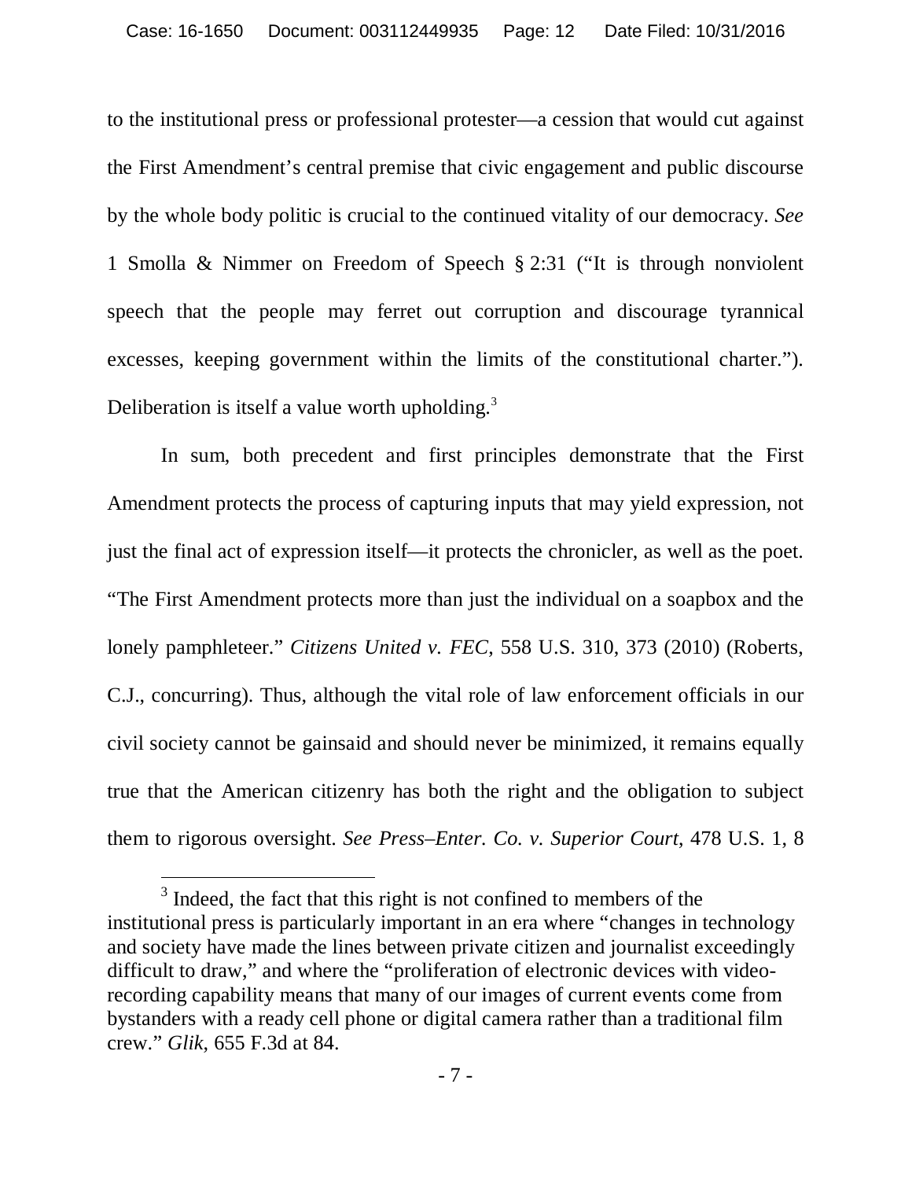to the institutional press or professional protester—a cession that would cut against the First Amendment's central premise that civic engagement and public discourse by the whole body politic is crucial to the continued vitality of our democracy. *See* 1 Smolla & Nimmer on Freedom of Speech § 2:31 ("It is through nonviolent speech that the people may ferret out corruption and discourage tyrannical excesses, keeping government within the limits of the constitutional charter."). Deliberation is itself a value worth upholding.[3]

In sum, both precedent and first principles demonstrate that the First Amendment protects the process of capturing inputs that may yield expression, not just the final act of expression itself—it protects the chronicler, as well as the poet. "The First Amendment protects more than just the individual on a soapbox and the lonely pamphleteer." *Citizens United v. FEC*, 558 U.S. 310, 373 (2010) (Roberts, C.J., concurring). Thus, although the vital role of law enforcement officials in our civil society cannot be gainsaid and should never be minimized, it remains equally true that the American citizenry has both the right and the obligation to subject them to rigorous oversight. *See Press–Enter. Co. v. Superior Court*, 478 U.S. 1, 8

---

[3] Indeed, the fact that this right is not confined to members of the institutional press is particularly important in an era where "changes in technology and society have made the lines between private citizen and journalist exceedingly difficult to draw," and where the "proliferation of electronic devices with video-recording capability means that many of our images of current events come from bystanders with a ready cell phone or digital camera rather than a traditional film crew." *Glik*, 655 F.3d at 84.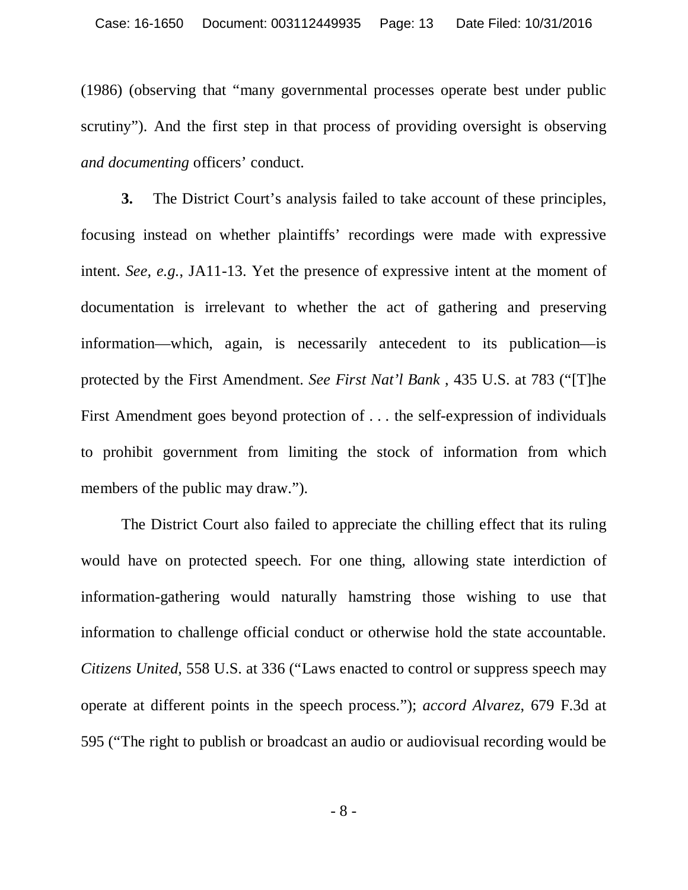(1986) (observing that "many governmental processes operate best under public scrutiny"). And the first step in that process of providing oversight is observing *and documenting* officers' conduct.

**3.** The District Court's analysis failed to take account of these principles, focusing instead on whether plaintiffs' recordings were made with expressive intent. *See, e.g.*, JA11-13. Yet the presence of expressive intent at the moment of documentation is irrelevant to whether the act of gathering and preserving information—which, again, is necessarily antecedent to its publication—is protected by the First Amendment. *See First Nat'l Bank* , 435 U.S. at 783 ("[T]he First Amendment goes beyond protection of . . . the self-expression of individuals to prohibit government from limiting the stock of information from which members of the public may draw.").

The District Court also failed to appreciate the chilling effect that its ruling would have on protected speech. For one thing, allowing state interdiction of information-gathering would naturally hamstring those wishing to use that information to challenge official conduct or otherwise hold the state accountable. *Citizens United*, 558 U.S. at 336 ("Laws enacted to control or suppress speech may operate at different points in the speech process."); *accord Alvarez*, 679 F.3d at 595 ("The right to publish or broadcast an audio or audiovisual recording would be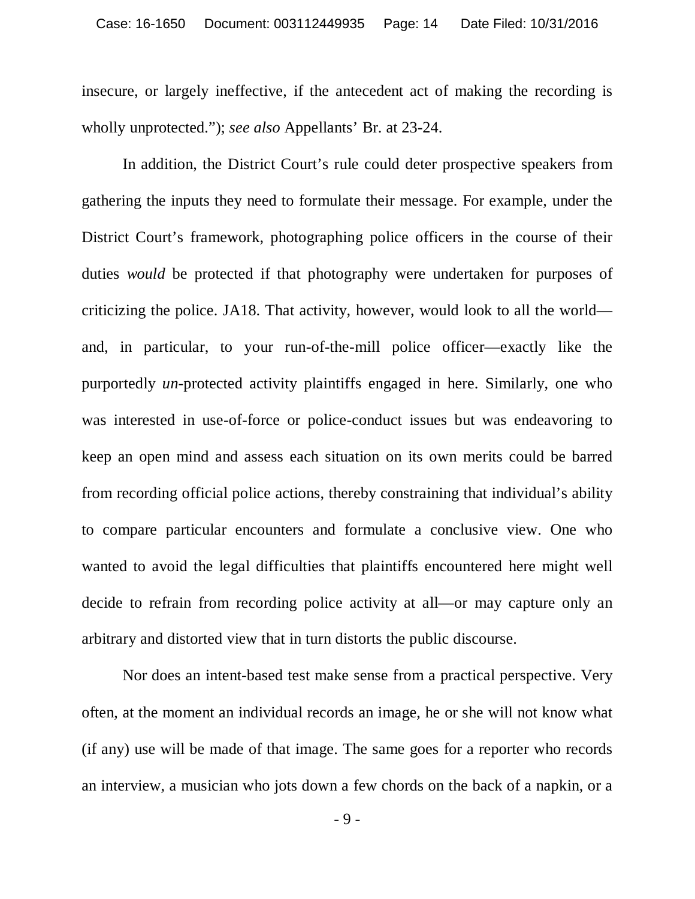insecure, or largely ineffective, if the antecedent act of making the recording is wholly unprotected."); *see also* Appellants' Br. at 23-24.

In addition, the District Court's rule could deter prospective speakers from gathering the inputs they need to formulate their message. For example, under the District Court's framework, photographing police officers in the course of their duties *would* be protected if that photography were undertaken for purposes of criticizing the police. JA18. That activity, however, would look to all the world—and, in particular, to your run-of-the-mill police officer—exactly like the purportedly *un*-protected activity plaintiffs engaged in here. Similarly, one who was interested in use-of-force or police-conduct issues but was endeavoring to keep an open mind and assess each situation on its own merits could be barred from recording official police actions, thereby constraining that individual's ability to compare particular encounters and formulate a conclusive view. One who wanted to avoid the legal difficulties that plaintiffs encountered here might well decide to refrain from recording police activity at all—or may capture only an arbitrary and distorted view that in turn distorts the public discourse.

Nor does an intent-based test make sense from a practical perspective. Very often, at the moment an individual records an image, he or she will not know what (if any) use will be made of that image. The same goes for a reporter who records an interview, a musician who jots down a few chords on the back of a napkin, or a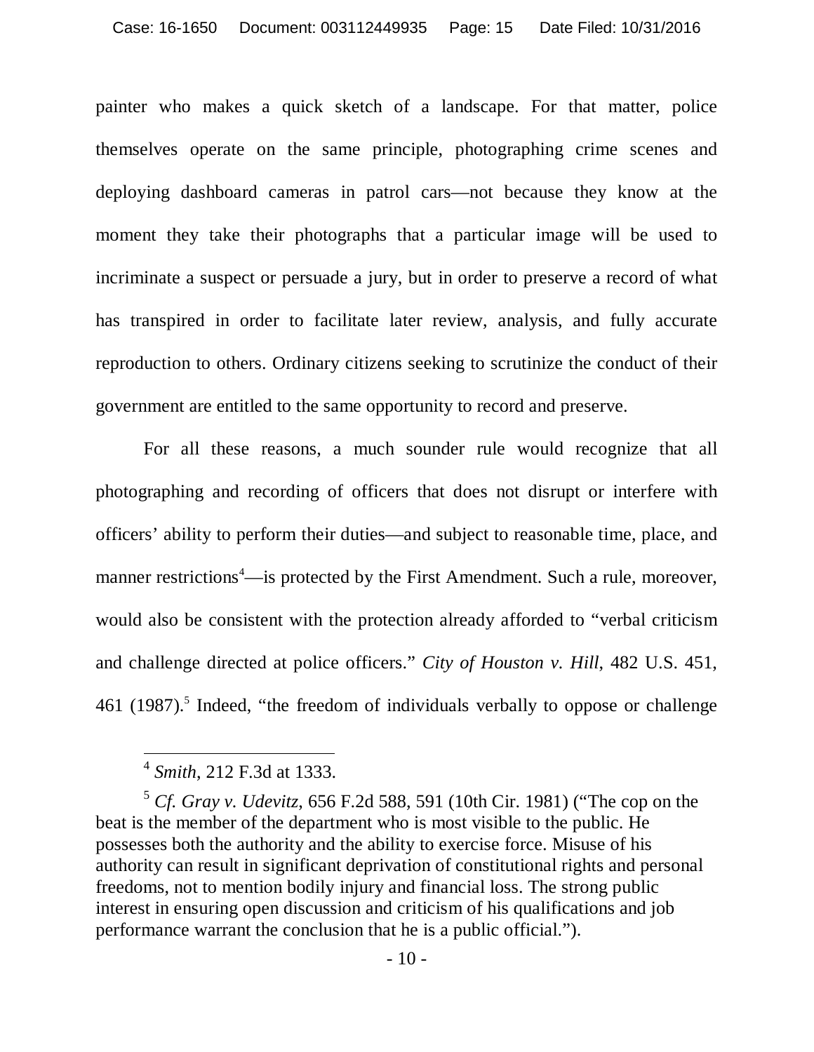painter who makes a quick sketch of a landscape. For that matter, police themselves operate on the same principle, photographing crime scenes and deploying dashboard cameras in patrol cars—not because they know at the moment they take their photographs that a particular image will be used to incriminate a suspect or persuade a jury, but in order to preserve a record of what has transpired in order to facilitate later review, analysis, and fully accurate reproduction to others. Ordinary citizens seeking to scrutinize the conduct of their government are entitled to the same opportunity to record and preserve.

For all these reasons, a much sounder rule would recognize that all photographing and recording of officers that does not disrupt or interfere with officers' ability to perform their duties—and subject to reasonable time, place, and manner restrictions[4]—is protected by the First Amendment. Such a rule, moreover, would also be consistent with the protection already afforded to "verbal criticism and challenge directed at police officers." *City of Houston v. Hill*, 482 U.S. 451, 461 (1987).[5] Indeed, "the freedom of individuals verbally to oppose or challenge

---

[4] *Smith*, 212 F.3d at 1333.

[5] *Cf. Gray v. Udevitz*, 656 F.2d 588, 591 (10th Cir. 1981) ("The cop on the beat is the member of the department who is most visible to the public. He possesses both the authority and the ability to exercise force. Misuse of his authority can result in significant deprivation of constitutional rights and personal freedoms, not to mention bodily injury and financial loss. The strong public interest in ensuring open discussion and criticism of his qualifications and job performance warrant the conclusion that he is a public official.").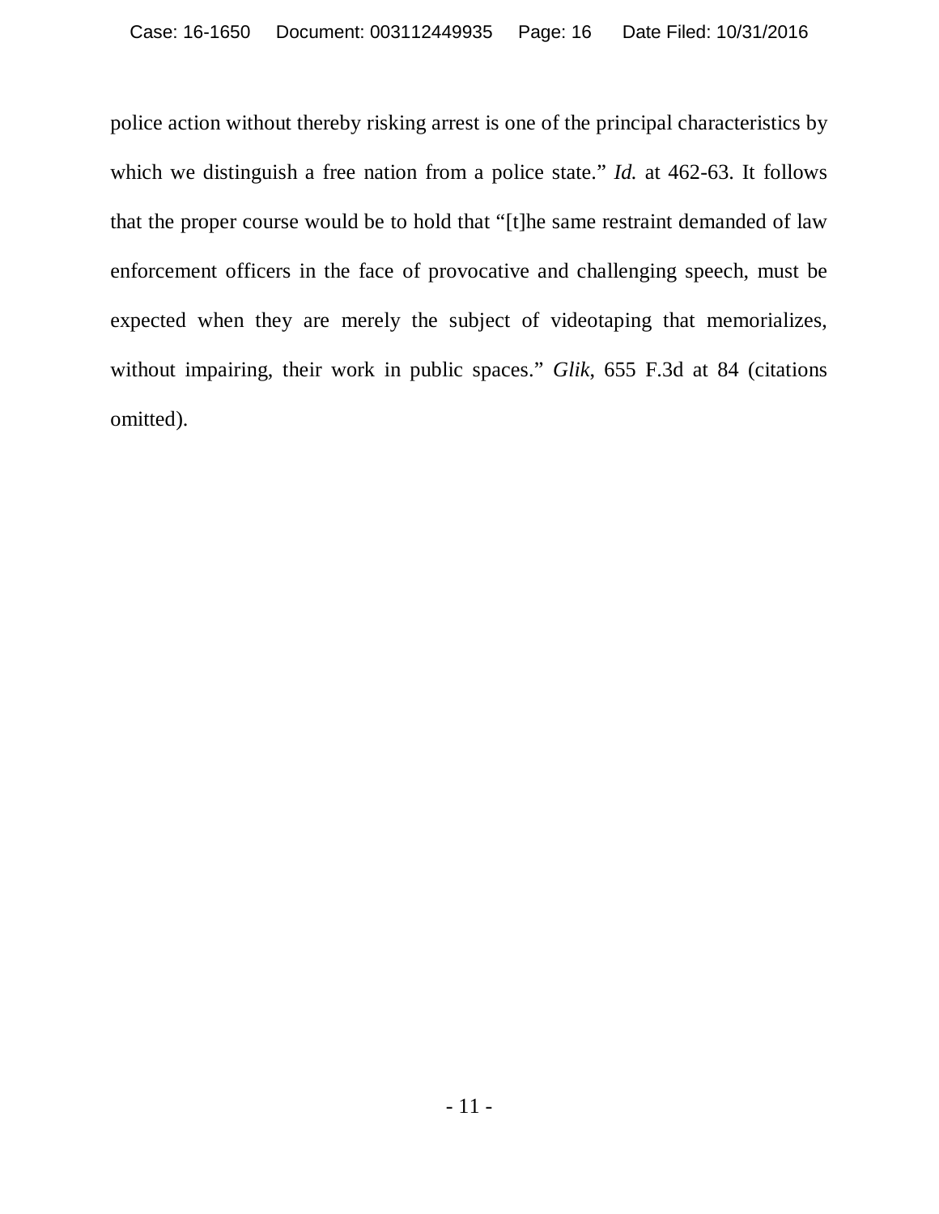police action without thereby risking arrest is one of the principal characteristics by which we distinguish a free nation from a police state." *Id.* at 462-63. It follows that the proper course would be to hold that "[t]he same restraint demanded of law enforcement officers in the face of provocative and challenging speech, must be expected when they are merely the subject of videotaping that memorializes, without impairing, their work in public spaces." *Glik*, 655 F.3d at 84 (citations omitted).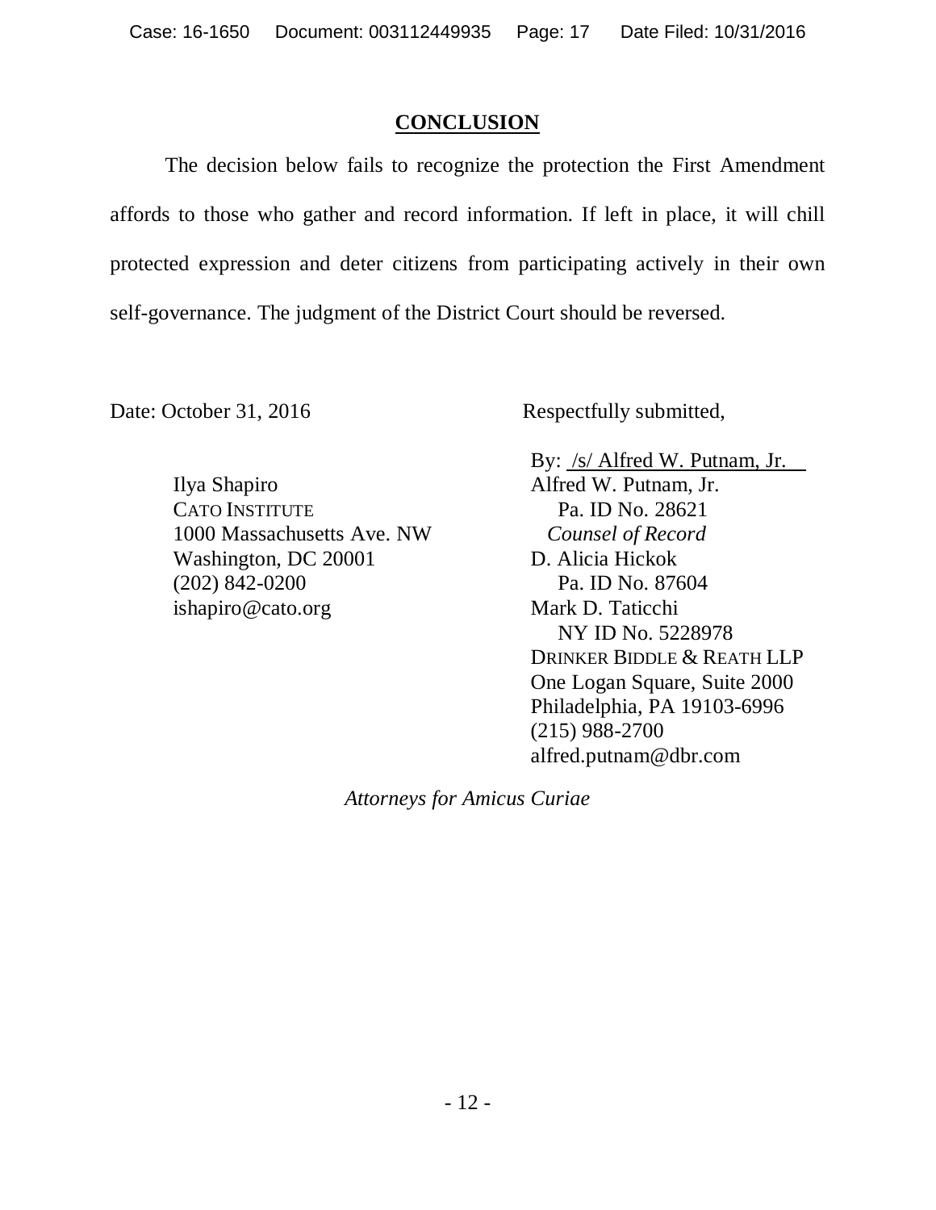## CONCLUSION

The decision below fails to recognize the protection the First Amendment affords to those who gather and record information. If left in place, it will chill protected expression and deter citizens from participating actively in their own self-governance. The judgment of the District Court should be reversed.

Date: October 31, 2016

Respectfully submitted,

By: /s/ Alfred W. Putnam, Jr.
Alfred W. Putnam, Jr.
Pa. ID No. 28621
*Counsel of Record*
D. Alicia Hickok
Pa. ID No. 87604
Mark D. Taticchi
NY ID No. 5228978
DRINKER BIDDLE & REATH LLP
One Logan Square, Suite 2000
Philadelphia, PA 19103-6996
(215) 988-2700
alfred.putnam@dbr.com

Ilya Shapiro
CATO INSTITUTE
1000 Massachusetts Ave. NW
Washington, DC 20001
(202) 842-0200
ishapiro@cato.org

*Attorneys for Amicus Curiae*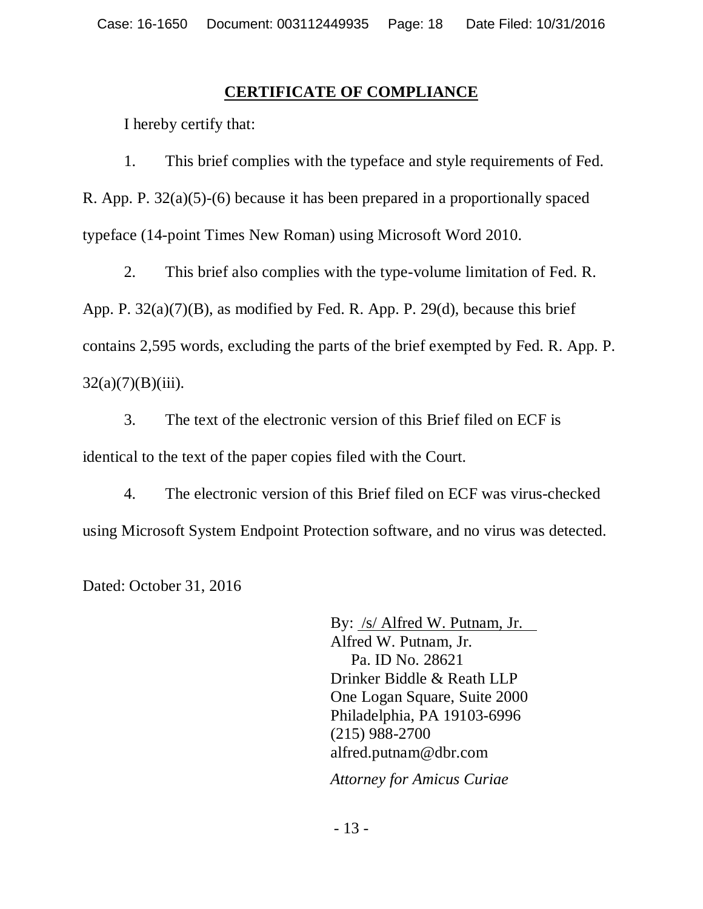## CERTIFICATE OF COMPLIANCE

I hereby certify that:

1. This brief complies with the typeface and style requirements of Fed. R. App. P. 32(a)(5)-(6) because it has been prepared in a proportionally spaced typeface (14-point Times New Roman) using Microsoft Word 2010.

2. This brief also complies with the type-volume limitation of Fed. R. App. P. 32(a)(7)(B), as modified by Fed. R. App. P. 29(d), because this brief contains 2,595 words, excluding the parts of the brief exempted by Fed. R. App. P. 32(a)(7)(B)(iii).

3. The text of the electronic version of this Brief filed on ECF is identical to the text of the paper copies filed with the Court.

4. The electronic version of this Brief filed on ECF was virus-checked using Microsoft System Endpoint Protection software, and no virus was detected.

Dated: October 31, 2016

By: /s/ Alfred W. Putnam, Jr.
Alfred W. Putnam, Jr.
Pa. ID No. 28621
Drinker Biddle & Reath LLP
One Logan Square, Suite 2000
Philadelphia, PA 19103-6996
(215) 988-2700
alfred.putnam@dbr.com

*Attorney for Amicus Curiae*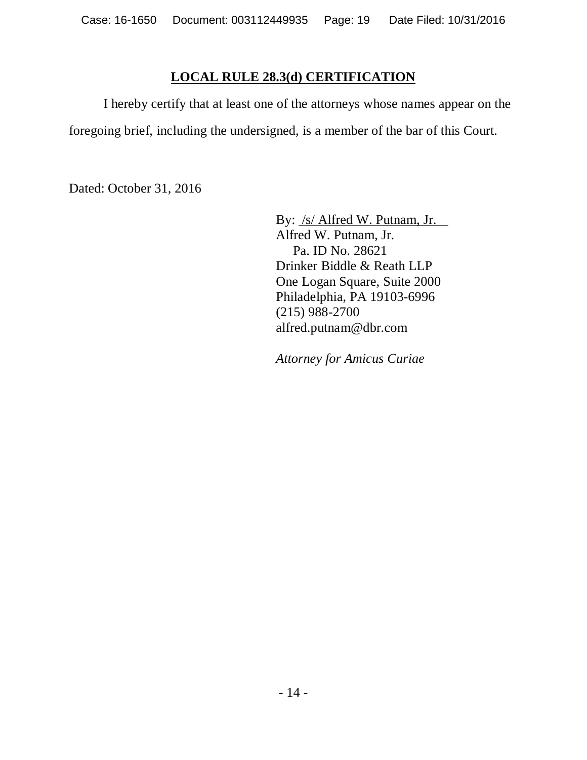## LOCAL RULE 28.3(d) CERTIFICATION

I hereby certify that at least one of the attorneys whose names appear on the foregoing brief, including the undersigned, is a member of the bar of this Court.

Dated: October 31, 2016

By: /s/ Alfred W. Putnam, Jr.
Alfred W. Putnam, Jr.
Pa. ID No. 28621
Drinker Biddle & Reath LLP
One Logan Square, Suite 2000
Philadelphia, PA 19103-6996
(215) 988-2700
alfred.putnam@dbr.com

*Attorney for Amicus Curiae*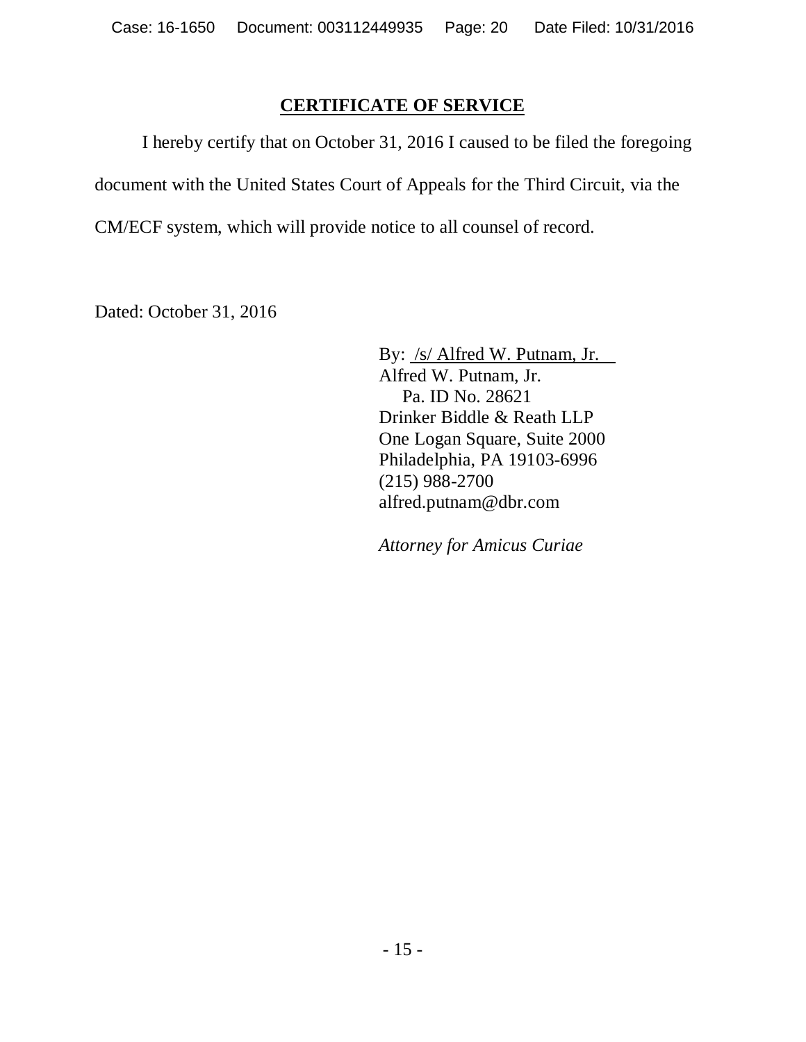# CERTIFICATE OF SERVICE

I hereby certify that on October 31, 2016 I caused to be filed the foregoing document with the United States Court of Appeals for the Third Circuit, via the CM/ECF system, which will provide notice to all counsel of record.

Dated: October 31, 2016

By: /s/ Alfred W. Putnam, Jr.
Alfred W. Putnam, Jr.
Pa. ID No. 28621
Drinker Biddle & Reath LLP
One Logan Square, Suite 2000
Philadelphia, PA 19103-6996
(215) 988-2700
alfred.putnam@dbr.com

*Attorney for Amicus Curiae*